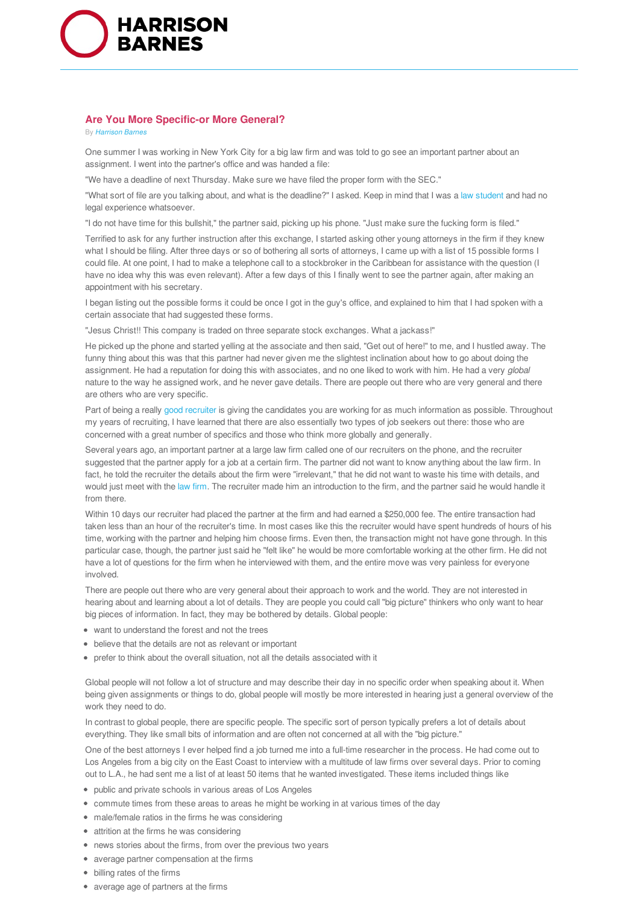## Are You More Specific-or More General?

By *Harrison Barnes*

One summer I was working in New York City for a big law firm and was told to go see an important partner about an assignment. I went into the partner's office and was handed a file:

"We have a deadline of next Thursday. Make sure we have filed the proper form with the SEC."

"What sort of file are you talking about, and what is the deadline?" I asked. Keep in mind that I was a law student and had no legal experience whatsoever.

"I do not have time for this bullshit," the partner said, picking up his phone. "Just make sure the fucking form is filed."

Terrified to ask for any further instruction after this exchange, I started asking other young attorneys in the firm if they knew what I should be filing. After three days or so of bothering all sorts of attorneys, I came up with a list of 15 possible forms I could file. At one point, I had to make a telephone call to a stockbroker in the Caribbean for assistance with the question (I have no idea why this was even relevant). After a few days of this I finally went to see the partner again, after making an appointment with his secretary.

I began listing out the possible forms it could be once I got in the guy's office, and explained to him that I had spoken with a certain associate that had suggested these forms.

"Jesus Christ!! This company is traded on three separate stock exchanges. What a jackass!"

He picked up the phone and started yelling at the associate and then said, "Get out of here!" to me, and I hustled away. The funny thing about this was that this partner had never given me the slightest inclination about how to go about doing the assignment. He had a reputation for doing this with associates, and no one liked to work with him. He had a very *global* nature to the way he assigned work, and he never gave details. There are people out there who are very general and there are others who are very specific.

Part of being a really good recruiter is giving the candidates you are working for as much information as possible. Throughout my years of recruiting, I have learned that there are also essentially two types of job seekers out there: those who are concerned with a great number of specifics and those who think more globally and generally.

Several years ago, an important partner at a large law firm called one of our recruiters on the phone, and the recruiter suggested that the partner apply for a job at a certain firm. The partner did not want to know anything about the law firm. In fact, he told the recruiter the details about the firm were "irrelevant," that he did not want to waste his time with details, and would just meet with the law firm. The recruiter made him an introduction to the firm, and the partner said he would handle it from there.

Within 10 days our recruiter had placed the partner at the firm and had earned a $250,000 fee. The entire transaction had taken less than an hour of the recruiter's time. In most cases like this the recruiter would have spent hundreds of hours of his time, working with the partner and helping him choose firms. Even then, the transaction might not have gone through. In this particular case, though, the partner just said he "felt like" he would be more comfortable working at the other firm. He did not have a lot of questions for the firm when he interviewed with them, and the entire move was very painless for everyone involved.

There are people out there who are very general about their approach to work and the world. They are not interested in hearing about and learning about a lot of details. They are people you could call "big picture" thinkers who only want to hear big pieces of information. In fact, they may be bothered by details. Global people:

- want to understand the forest and not the trees
- believe that the details are not as relevant or important
- prefer to think about the overall situation, not all the details associated with it

Global people will not follow a lot of structure and may describe their day in no specific order when speaking about it. When being given assignments or things to do, global people will mostly be more interested in hearing just a general overview of the work they need to do.

In contrast to global people, there are specific people. The specific sort of person typically prefers a lot of details about everything. They like small bits of information and are often not concerned at all with the "big picture."

One of the best attorneys I ever helped find a job turned me into a full-time researcher in the process. He had come out to Los Angeles from a big city on the East Coast to interview with a multitude of law firms over several days. Prior to coming out to L.A., he had sent me a list of at least 50 items that he wanted investigated. These items included things like

- public and private schools in various areas of Los Angeles
- commute times from these areas to areas he might be working in at various times of the day
- male/female ratios in the firms he was considering
- attrition at the firms he was considering
- news stories about the firms, from over the previous two years
- average partner compensation at the firms
- billing rates of the firms
- average age of partners at the firms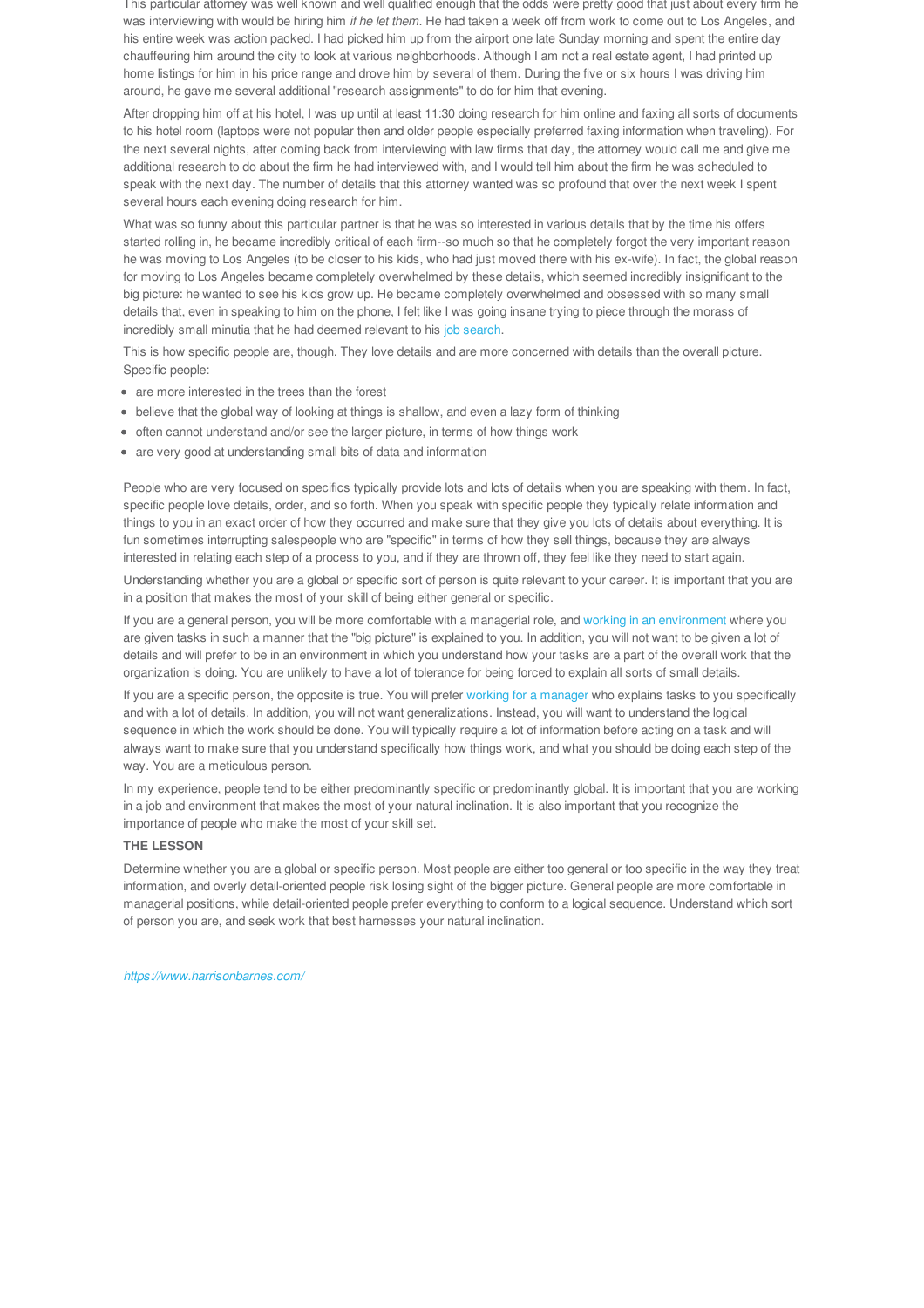This particular attorney was well known and well qualified enough that the odds were pretty good that just about every firm he was interviewing with would be hiring him *if he let them*. He had taken a week off from work to come out to Los Angeles, and his entire week was action packed. I had picked him up from the airport one late Sunday morning and spent the entire day chauffeuring him around the city to look at various neighborhoods. Although I am not a real estate agent, I had printed up home listings for him in his price range and drove him by several of them. During the five or six hours I was driving him around, he gave me several additional "research assignments" to do for him that evening.

After dropping him off at his hotel, I was up until at least 11:30 doing research for him online and faxing all sorts of documents to his hotel room (laptops were not popular then and older people especially preferred faxing information when traveling). For the next several nights, after coming back from interviewing with law firms that day, the attorney would call me and give me additional research to do about the firm he had interviewed with, and I would tell him about the firm he was scheduled to speak with the next day. The number of details that this attorney wanted was so profound that over the next week I spent several hours each evening doing research for him.

What was so funny about this particular partner is that he was so interested in various details that by the time his offers started rolling in, he became incredibly critical of each firm--so much so that he completely forgot the very important reason he was moving to Los Angeles (to be closer to his kids, who had just moved there with his ex-wife). In fact, the global reason for moving to Los Angeles became completely overwhelmed by these details, which seemed incredibly insignificant to the big picture: he wanted to see his kids grow up. He became completely overwhelmed and obsessed with so many small details that, even in speaking to him on the phone, I felt like I was going insane trying to piece through the morass of incredibly small minutia that he had deemed relevant to his job search.

This is how specific people are, though. They love details and are more concerned with details than the overall picture. Specific people:

- are more interested in the trees than the forest
- believe that the global way of looking at things is shallow, and even a lazy form of thinking
- often cannot understand and/or see the larger picture, in terms of how things work
- are very good at understanding small bits of data and information

People who are very focused on specifics typically provide lots and lots of details when you are speaking with them. In fact, specific people love details, order, and so forth. When you speak with specific people they typically relate information and things to you in an exact order of how they occurred and make sure that they give you lots of details about everything. It is fun sometimes interrupting salespeople who are "specific" in terms of how they sell things, because they are always interested in relating each step of a process to you, and if they are thrown off, they feel like they need to start again.

Understanding whether you are a global or specific sort of person is quite relevant to your career. It is important that you are in a position that makes the most of your skill of being either general or specific.

If you are a general person, you will be more comfortable with a managerial role, and working in an environment where you are given tasks in such a manner that the "big picture" is explained to you. In addition, you will not want to be given a lot of details and will prefer to be in an environment in which you understand how your tasks are a part of the overall work that the organization is doing. You are unlikely to have a lot of tolerance for being forced to explain all sorts of small details.

If you are a specific person, the opposite is true. You will prefer working for a manager who explains tasks to you specifically and with a lot of details. In addition, you will not want generalizations. Instead, you will want to understand the logical sequence in which the work should be done. You will typically require a lot of information before acting on a task and will always want to make sure that you understand specifically how things work, and what you should be doing each step of the way. You are a meticulous person.

In my experience, people tend to be either predominantly specific or predominantly global. It is important that you are working in a job and environment that makes the most of your natural inclination. It is also important that you recognize the importance of people who make the most of your skill set.

**THE LESSON**

Determine whether you are a global or specific person. Most people are either too general or too specific in the way they treat information, and overly detail-oriented people risk losing sight of the bigger picture. General people are more comfortable in managerial positions, while detail-oriented people prefer everything to conform to a logical sequence. Understand which sort of person you are, and seek work that best harnesses your natural inclination.

---

*https://www.harrisonbarnes.com/*